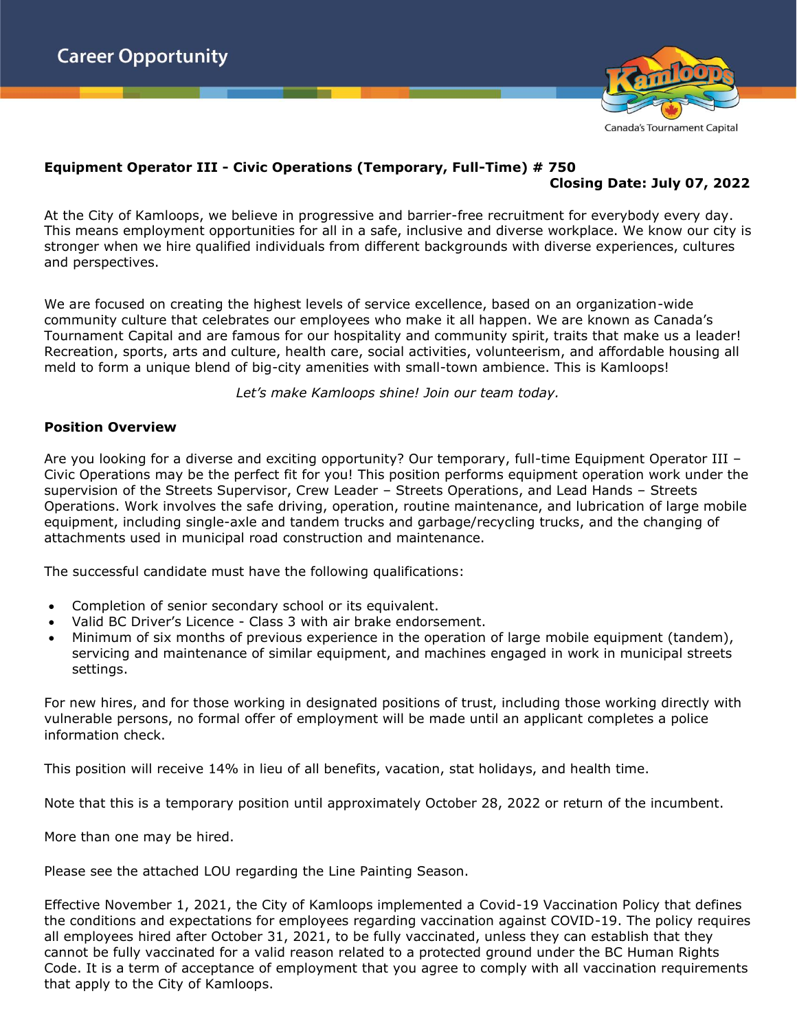# Career Opportunity

Canada's Tournament Capital

**Equipment Operator III - Civic Operations (Temporary, Full-Time) # 750**

**Closing Date: July 07, 2022**

At the City of Kamloops, we believe in progressive and barrier-free recruitment for everybody every day. This means employment opportunities for all in a safe, inclusive and diverse workplace. We know our city is stronger when we hire qualified individuals from different backgrounds with diverse experiences, cultures and perspectives.

We are focused on creating the highest levels of service excellence, based on an organization-wide community culture that celebrates our employees who make it all happen. We are known as Canada's Tournament Capital and are famous for our hospitality and community spirit, traits that make us a leader! Recreation, sports, arts and culture, health care, social activities, volunteerism, and affordable housing all meld to form a unique blend of big-city amenities with small-town ambience. This is Kamloops!

*Let's make Kamloops shine! Join our team today.*

**Position Overview**

Are you looking for a diverse and exciting opportunity? Our temporary, full-time Equipment Operator III – Civic Operations may be the perfect fit for you! This position performs equipment operation work under the supervision of the Streets Supervisor, Crew Leader – Streets Operations, and Lead Hands – Streets Operations. Work involves the safe driving, operation, routine maintenance, and lubrication of large mobile equipment, including single-axle and tandem trucks and garbage/recycling trucks, and the changing of attachments used in municipal road construction and maintenance.

The successful candidate must have the following qualifications:

- Completion of senior secondary school or its equivalent.
- Valid BC Driver's Licence - Class 3 with air brake endorsement.
- Minimum of six months of previous experience in the operation of large mobile equipment (tandem), servicing and maintenance of similar equipment, and machines engaged in work in municipal streets settings.

For new hires, and for those working in designated positions of trust, including those working directly with vulnerable persons, no formal offer of employment will be made until an applicant completes a police information check.

This position will receive 14% in lieu of all benefits, vacation, stat holidays, and health time.

Note that this is a temporary position until approximately October 28, 2022 or return of the incumbent.

More than one may be hired.

Please see the attached LOU regarding the Line Painting Season.

Effective November 1, 2021, the City of Kamloops implemented a Covid-19 Vaccination Policy that defines the conditions and expectations for employees regarding vaccination against COVID-19. The policy requires all employees hired after October 31, 2021, to be fully vaccinated, unless they can establish that they cannot be fully vaccinated for a valid reason related to a protected ground under the BC Human Rights Code. It is a term of acceptance of employment that you agree to comply with all vaccination requirements that apply to the City of Kamloops.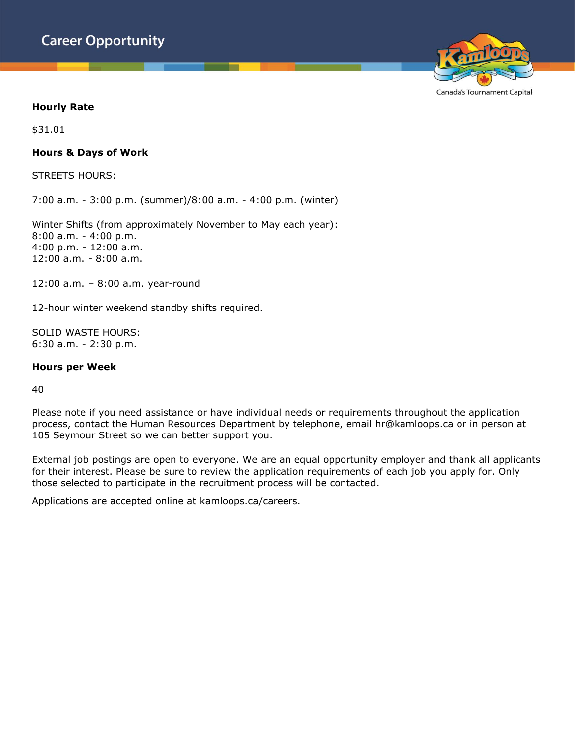**Hourly Rate**

$31.01

**Hours & Days of Work**

STREETS HOURS:

7:00 a.m. - 3:00 p.m. (summer)/8:00 a.m. - 4:00 p.m. (winter)

Winter Shifts (from approximately November to May each year):
8:00 a.m. - 4:00 p.m.
4:00 p.m. - 12:00 a.m.
12:00 a.m. - 8:00 a.m.

12:00 a.m. – 8:00 a.m. year-round

12-hour winter weekend standby shifts required.

SOLID WASTE HOURS:
6:30 a.m. - 2:30 p.m.

**Hours per Week**

40

Please note if you need assistance or have individual needs or requirements throughout the application process, contact the Human Resources Department by telephone, email hr@kamloops.ca or in person at 105 Seymour Street so we can better support you.

External job postings are open to everyone. We are an equal opportunity employer and thank all applicants for their interest. Please be sure to review the application requirements of each job you apply for. Only those selected to participate in the recruitment process will be contacted.

Applications are accepted online at kamloops.ca/careers.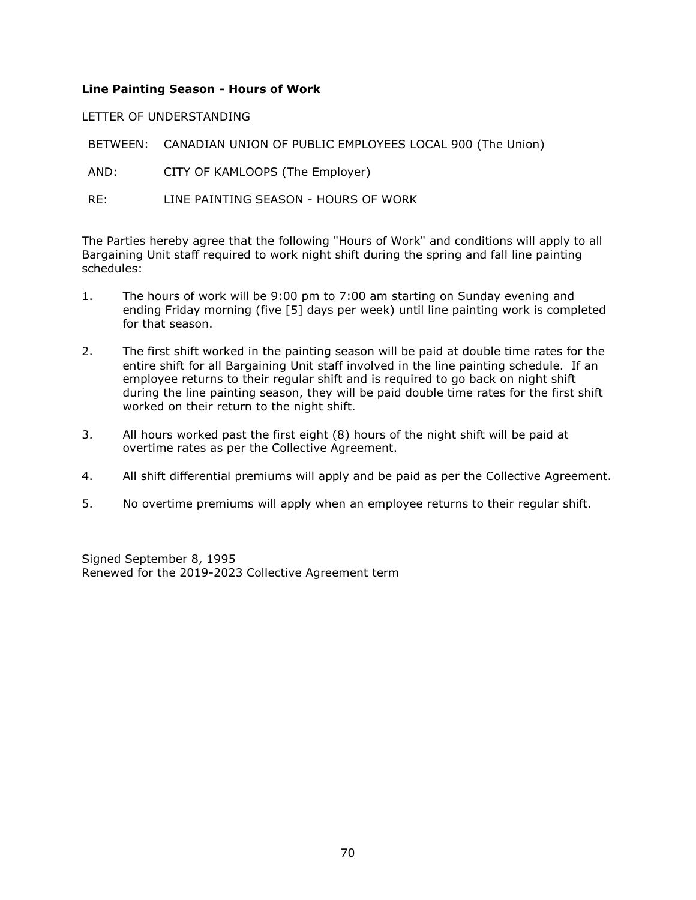**Line Painting Season - Hours of Work**

LETTER OF UNDERSTANDING

BETWEEN: CANADIAN UNION OF PUBLIC EMPLOYEES LOCAL 900 (The Union)

AND: CITY OF KAMLOOPS (The Employer)

RE: LINE PAINTING SEASON - HOURS OF WORK

The Parties hereby agree that the following "Hours of Work" and conditions will apply to all Bargaining Unit staff required to work night shift during the spring and fall line painting schedules:

1. The hours of work will be 9:00 pm to 7:00 am starting on Sunday evening and ending Friday morning (five [5] days per week) until line painting work is completed for that season.
2. The first shift worked in the painting season will be paid at double time rates for the entire shift for all Bargaining Unit staff involved in the line painting schedule. If an employee returns to their regular shift and is required to go back on night shift during the line painting season, they will be paid double time rates for the first shift worked on their return to the night shift.
3. All hours worked past the first eight (8) hours of the night shift will be paid at overtime rates as per the Collective Agreement.
4. All shift differential premiums will apply and be paid as per the Collective Agreement.
5. No overtime premiums will apply when an employee returns to their regular shift.

Signed September 8, 1995
Renewed for the 2019-2023 Collective Agreement term